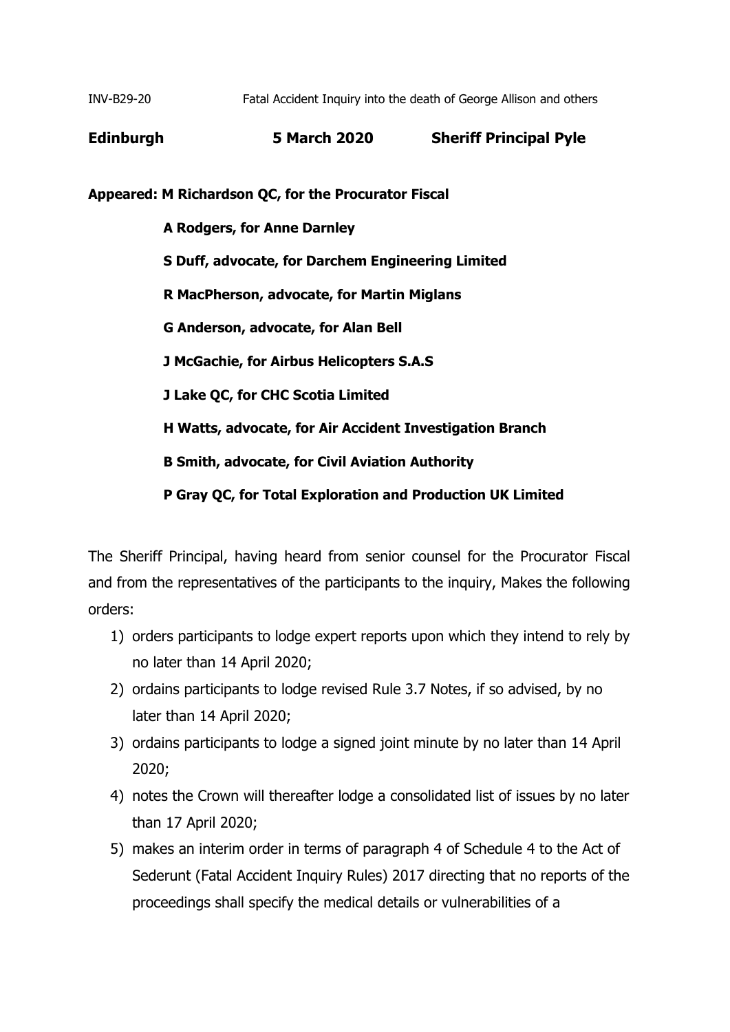INV-B29-20 Fatal Accident Inquiry into the death of George Allison and others

**Edinburgh 5 March 2020 Sheriff Principal Pyle**

**Appeared: M Richardson QC, for the Procurator Fiscal**

**A Rodgers, for Anne Darnley**

**S Duff, advocate, for Darchem Engineering Limited**

**R MacPherson, advocate, for Martin Miglans**

**G Anderson, advocate, for Alan Bell**

**J McGachie, for Airbus Helicopters S.A.S**

**J Lake QC, for CHC Scotia Limited**

**H Watts, advocate, for Air Accident Investigation Branch**

**B Smith, advocate, for Civil Aviation Authority**

**P Gray QC, for Total Exploration and Production UK Limited**

The Sheriff Principal, having heard from senior counsel for the Procurator Fiscal and from the representatives of the participants to the inquiry, Makes the following orders:

1) orders participants to lodge expert reports upon which they intend to rely by no later than 14 April 2020;
2) ordains participants to lodge revised Rule 3.7 Notes, if so advised, by no later than 14 April 2020;
3) ordains participants to lodge a signed joint minute by no later than 14 April 2020;
4) notes the Crown will thereafter lodge a consolidated list of issues by no later than 17 April 2020;
5) makes an interim order in terms of paragraph 4 of Schedule 4 to the Act of Sederunt (Fatal Accident Inquiry Rules) 2017 directing that no reports of the proceedings shall specify the medical details or vulnerabilities of a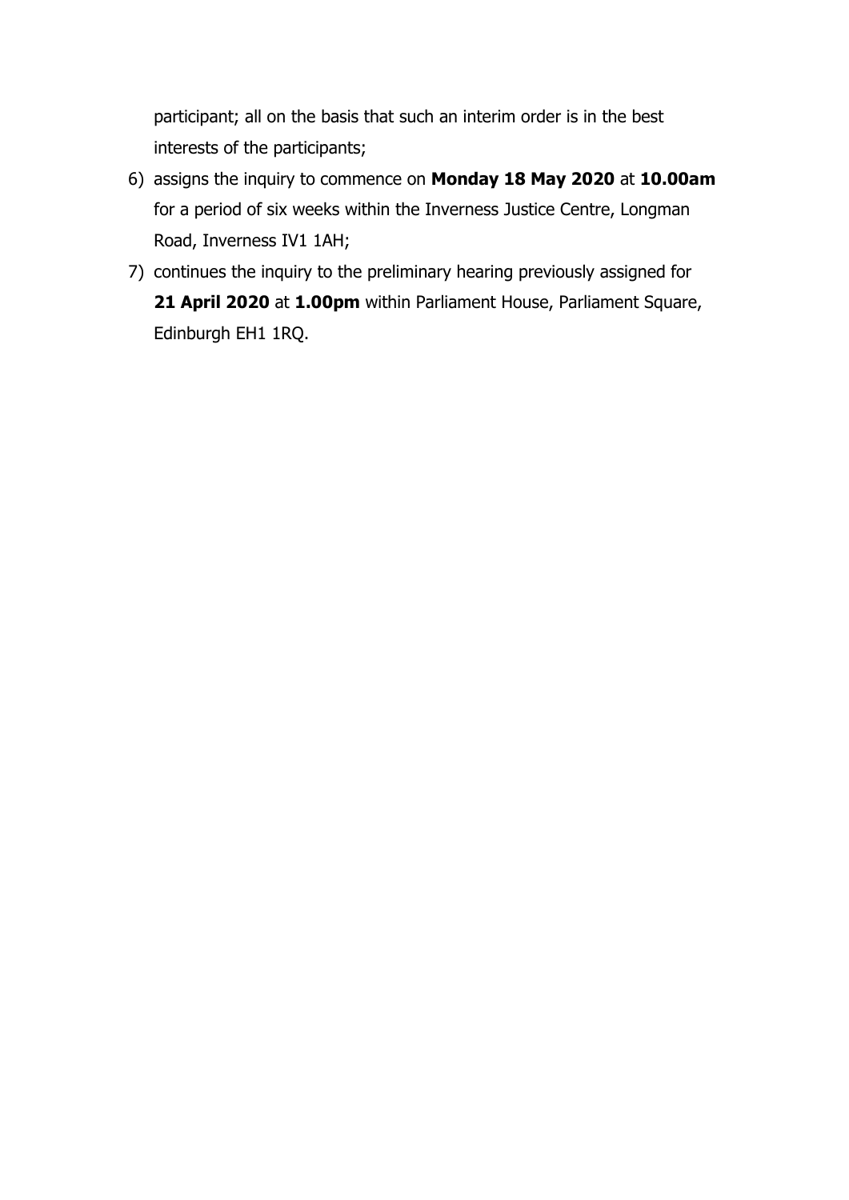participant; all on the basis that such an interim order is in the best interests of the participants;

6) assigns the inquiry to commence on **Monday 18 May 2020** at **10.00am** for a period of six weeks within the Inverness Justice Centre, Longman Road, Inverness IV1 1AH;
7) continues the inquiry to the preliminary hearing previously assigned for **21 April 2020** at **1.00pm** within Parliament House, Parliament Square, Edinburgh EH1 1RQ.